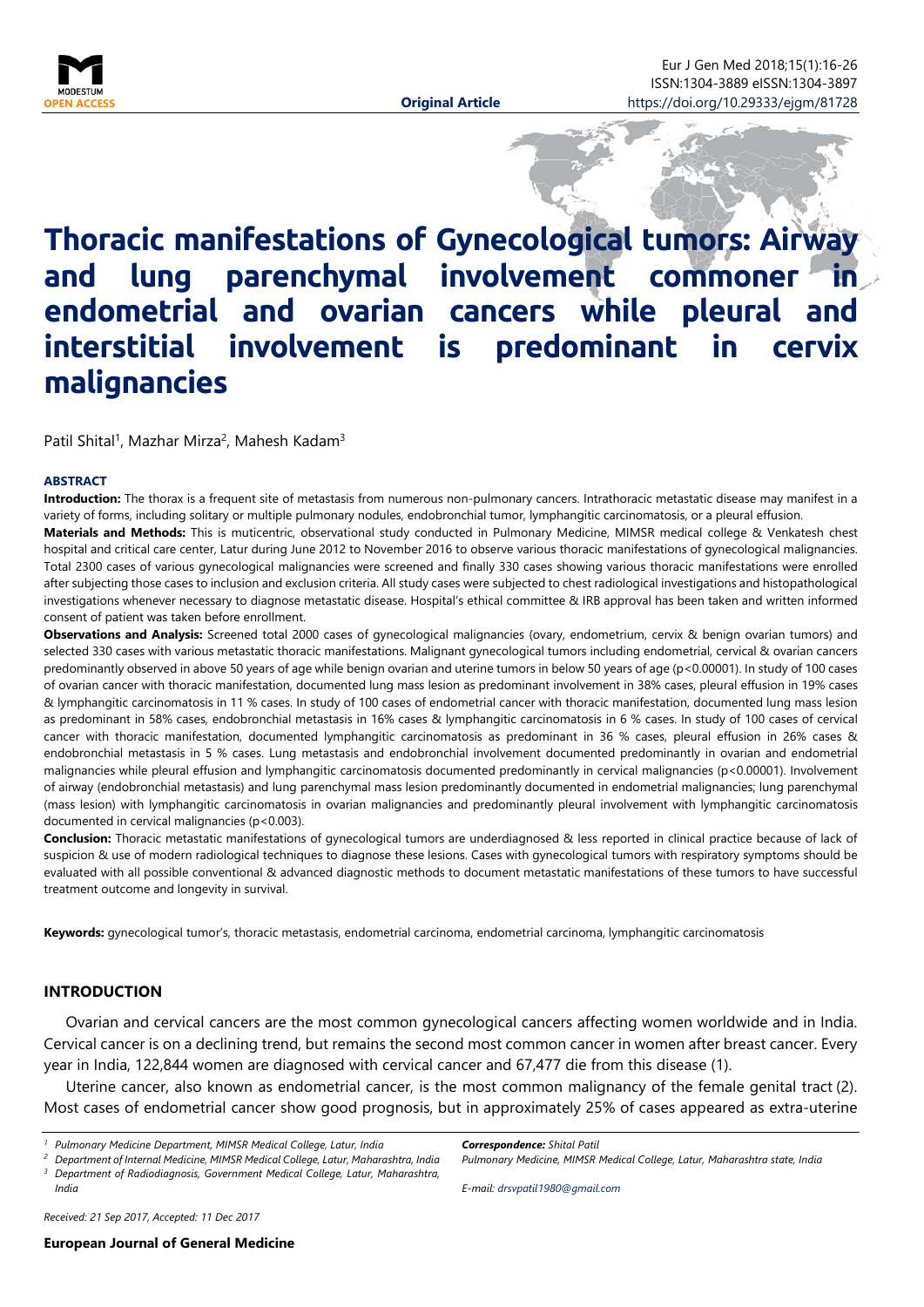Original Article

# Thoracic manifestations of Gynecological tumors: Airway and lung parenchymal involvement commoner in endometrial and ovarian cancers while pleural and interstitial involvement is predominant in cervix malignancies

Patil Shital[1], Mazhar Mirza[2], Mahesh Kadam[3]

### ABSTRACT

**Introduction:** The thorax is a frequent site of metastasis from numerous non-pulmonary cancers. Intrathoracic metastatic disease may manifest in a variety of forms, including solitary or multiple pulmonary nodules, endobronchial tumor, lymphangitic carcinomatosis, or a pleural effusion.

**Materials and Methods:** This is muticentric, observational study conducted in Pulmonary Medicine, MIMSR medical college & Venkatesh chest hospital and critical care center, Latur during June 2012 to November 2016 to observe various thoracic manifestations of gynecological malignancies. Total 2300 cases of various gynecological malignancies were screened and finally 330 cases showing various thoracic manifestations were enrolled after subjecting those cases to inclusion and exclusion criteria. All study cases were subjected to chest radiological investigations and histopathological investigations whenever necessary to diagnose metastatic disease. Hospital's ethical committee & IRB approval has been taken and written informed consent of patient was taken before enrollment.

**Observations and Analysis:** Screened total 2000 cases of gynecological malignancies (ovary, endometrium, cervix & benign ovarian tumors) and selected 330 cases with various metastatic thoracic manifestations. Malignant gynecological tumors including endometrial, cervical & ovarian cancers predominantly observed in above 50 years of age while benign ovarian and uterine tumors in below 50 years of age ($p<0.00001$). In study of 100 cases of ovarian cancer with thoracic manifestation, documented lung mass lesion as predominant involvement in 38% cases, pleural effusion in 19% cases & lymphangitic carcinomatosis in 11 % cases. In study of 100 cases of endometrial cancer with thoracic manifestation, documented lung mass lesion as predominant in 58% cases, endobronchial metastasis in 16% cases & lymphangitic carcinomatosis in 6 % cases. In study of 100 cases of cervical cancer with thoracic manifestation, documented lymphangitic carcinomatosis as predominant in 36 % cases, pleural effusion in 26% cases & endobronchial metastasis in 5 % cases. Lung metastasis and endobronchial involvement documented predominantly in ovarian and endometrial malignancies while pleural effusion and lymphangitic carcinomatosis documented predominantly in cervical malignancies ($p<0.00001$). Involvement of airway (endobronchial metastasis) and lung parenchymal mass lesion predominantly documented in endometrial malignancies; lung parenchymal (mass lesion) with lymphangitic carcinomatosis in ovarian malignancies and predominantly pleural involvement with lymphangitic carcinomatosis documented in cervical malignancies ($p<0.003$).

**Conclusion:** Thoracic metastatic manifestations of gynecological tumors are underdiagnosed & less reported in clinical practice because of lack of suspicion & use of modern radiological techniques to diagnose these lesions. Cases with gynecological tumors with respiratory symptoms should be evaluated with all possible conventional & advanced diagnostic methods to document metastatic manifestations of these tumors to have successful treatment outcome and longevity in survival.

**Keywords:** gynecological tumor's, thoracic metastasis, endometrial carcinoma, endometrial carcinoma, lymphangitic carcinomatosis

## INTRODUCTION

Ovarian and cervical cancers are the most common gynecological cancers affecting women worldwide and in India. Cervical cancer is on a declining trend, but remains the second most common cancer in women after breast cancer. Every year in India, 122,844 women are diagnosed with cervical cancer and 67,477 die from this disease (1).

Uterine cancer, also known as endometrial cancer, is the most common malignancy of the female genital tract (2). Most cases of endometrial cancer show good prognosis, but in approximately 25% of cases appeared as extra-uterine

[1] Pulmonary Medicine Department, MIMSR Medical College, Latur, India
[2] Department of Internal Medicine, MIMSR Medical College, Latur, Maharashtra, India
[3] Department of Radiodiagnosis, Government Medical College, Latur, Maharashtra, India

*Correspondence: Shital Patil*
*Pulmonary Medicine, MIMSR Medical College, Latur, Maharashtra state, India*

*E-mail: drsvpatil1980@gmail.com*

*Received: 21 Sep 2017, Accepted: 11 Dec 2017*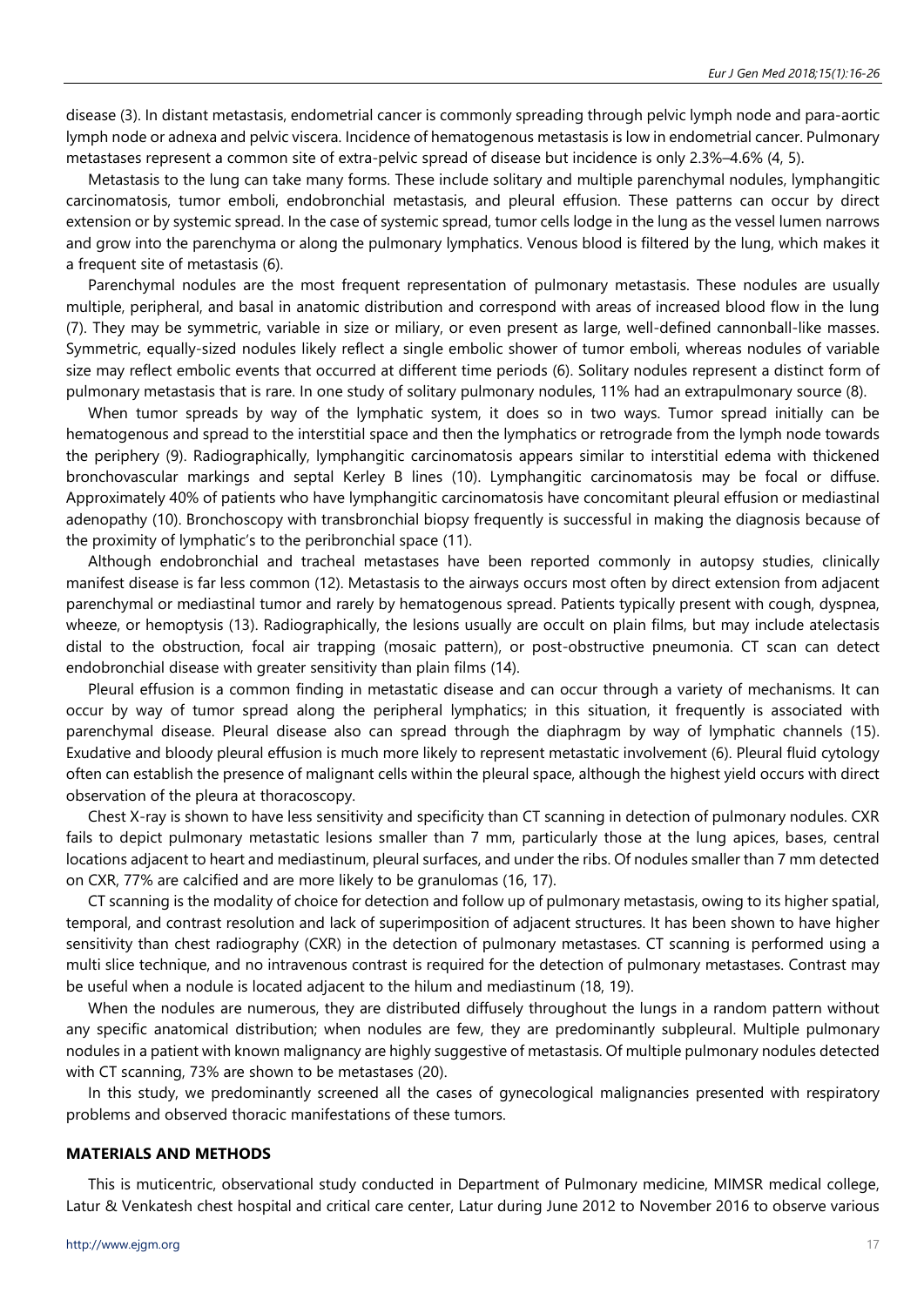disease (3). In distant metastasis, endometrial cancer is commonly spreading through pelvic lymph node and para-aortic lymph node or adnexa and pelvic viscera. Incidence of hematogenous metastasis is low in endometrial cancer. Pulmonary metastases represent a common site of extra-pelvic spread of disease but incidence is only 2.3%–4.6% (4, 5).

Metastasis to the lung can take many forms. These include solitary and multiple parenchymal nodules, lymphangitic carcinomatosis, tumor emboli, endobronchial metastasis, and pleural effusion. These patterns can occur by direct extension or by systemic spread. In the case of systemic spread, tumor cells lodge in the lung as the vessel lumen narrows and grow into the parenchyma or along the pulmonary lymphatics. Venous blood is filtered by the lung, which makes it a frequent site of metastasis (6).

Parenchymal nodules are the most frequent representation of pulmonary metastasis. These nodules are usually multiple, peripheral, and basal in anatomic distribution and correspond with areas of increased blood flow in the lung (7). They may be symmetric, variable in size or miliary, or even present as large, well-defined cannonball-like masses. Symmetric, equally-sized nodules likely reflect a single embolic shower of tumor emboli, whereas nodules of variable size may reflect embolic events that occurred at different time periods (6). Solitary nodules represent a distinct form of pulmonary metastasis that is rare. In one study of solitary pulmonary nodules, 11% had an extrapulmonary source (8).

When tumor spreads by way of the lymphatic system, it does so in two ways. Tumor spread initially can be hematogenous and spread to the interstitial space and then the lymphatics or retrograde from the lymph node towards the periphery (9). Radiographically, lymphangitic carcinomatosis appears similar to interstitial edema with thickened bronchovascular markings and septal Kerley B lines (10). Lymphangitic carcinomatosis may be focal or diffuse. Approximately 40% of patients who have lymphangitic carcinomatosis have concomitant pleural effusion or mediastinal adenopathy (10). Bronchoscopy with transbronchial biopsy frequently is successful in making the diagnosis because of the proximity of lymphatic's to the peribronchial space (11).

Although endobronchial and tracheal metastases have been reported commonly in autopsy studies, clinically manifest disease is far less common (12). Metastasis to the airways occurs most often by direct extension from adjacent parenchymal or mediastinal tumor and rarely by hematogenous spread. Patients typically present with cough, dyspnea, wheeze, or hemoptysis (13). Radiographically, the lesions usually are occult on plain films, but may include atelectasis distal to the obstruction, focal air trapping (mosaic pattern), or post-obstructive pneumonia. CT scan can detect endobronchial disease with greater sensitivity than plain films (14).

Pleural effusion is a common finding in metastatic disease and can occur through a variety of mechanisms. It can occur by way of tumor spread along the peripheral lymphatics; in this situation, it frequently is associated with parenchymal disease. Pleural disease also can spread through the diaphragm by way of lymphatic channels (15). Exudative and bloody pleural effusion is much more likely to represent metastatic involvement (6). Pleural fluid cytology often can establish the presence of malignant cells within the pleural space, although the highest yield occurs with direct observation of the pleura at thoracoscopy.

Chest X-ray is shown to have less sensitivity and specificity than CT scanning in detection of pulmonary nodules. CXR fails to depict pulmonary metastatic lesions smaller than 7 mm, particularly those at the lung apices, bases, central locations adjacent to heart and mediastinum, pleural surfaces, and under the ribs. Of nodules smaller than 7 mm detected on CXR, 77% are calcified and are more likely to be granulomas (16, 17).

CT scanning is the modality of choice for detection and follow up of pulmonary metastasis, owing to its higher spatial, temporal, and contrast resolution and lack of superimposition of adjacent structures. It has been shown to have higher sensitivity than chest radiography (CXR) in the detection of pulmonary metastases. CT scanning is performed using a multi slice technique, and no intravenous contrast is required for the detection of pulmonary metastases. Contrast may be useful when a nodule is located adjacent to the hilum and mediastinum (18, 19).

When the nodules are numerous, they are distributed diffusely throughout the lungs in a random pattern without any specific anatomical distribution; when nodules are few, they are predominantly subpleural. Multiple pulmonary nodules in a patient with known malignancy are highly suggestive of metastasis. Of multiple pulmonary nodules detected with CT scanning, 73% are shown to be metastases (20).

In this study, we predominantly screened all the cases of gynecological malignancies presented with respiratory problems and observed thoracic manifestations of these tumors.

## MATERIALS AND METHODS

This is muticentric, observational study conducted in Department of Pulmonary medicine, MIMSR medical college, Latur & Venkatesh chest hospital and critical care center, Latur during June 2012 to November 2016 to observe various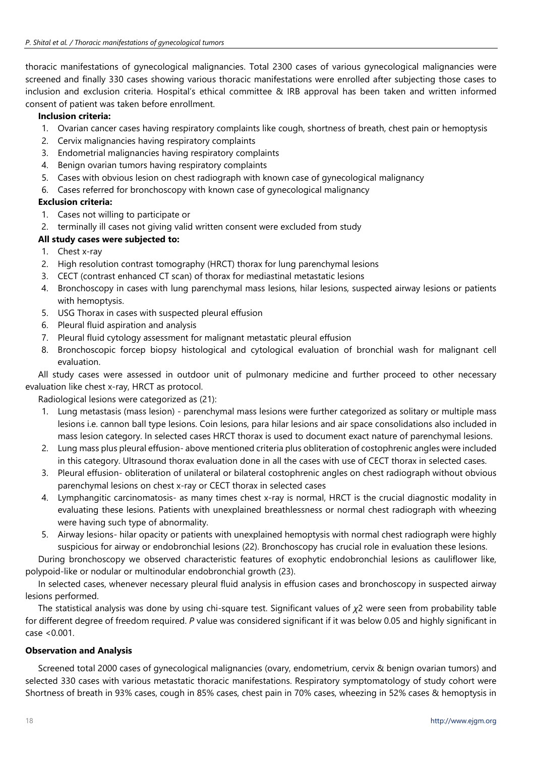thoracic manifestations of gynecological malignancies. Total 2300 cases of various gynecological malignancies were screened and finally 330 cases showing various thoracic manifestations were enrolled after subjecting those cases to inclusion and exclusion criteria. Hospital's ethical committee & IRB approval has been taken and written informed consent of patient was taken before enrollment.

**Inclusion criteria:**

1. Ovarian cancer cases having respiratory complaints like cough, shortness of breath, chest pain or hemoptysis
2. Cervix malignancies having respiratory complaints
3. Endometrial malignancies having respiratory complaints
4. Benign ovarian tumors having respiratory complaints
5. Cases with obvious lesion on chest radiograph with known case of gynecological malignancy
6. Cases referred for bronchoscopy with known case of gynecological malignancy

**Exclusion criteria:**

1. Cases not willing to participate or
2. terminally ill cases not giving valid written consent were excluded from study

**All study cases were subjected to:**

1. Chest x-ray
2. High resolution contrast tomography (HRCT) thorax for lung parenchymal lesions
3. CECT (contrast enhanced CT scan) of thorax for mediastinal metastatic lesions
4. Bronchoscopy in cases with lung parenchymal mass lesions, hilar lesions, suspected airway lesions or patients with hemoptysis.
5. USG Thorax in cases with suspected pleural effusion
6. Pleural fluid aspiration and analysis
7. Pleural fluid cytology assessment for malignant metastatic pleural effusion
8. Bronchoscopic forcep biopsy histological and cytological evaluation of bronchial wash for malignant cell evaluation.

All study cases were assessed in outdoor unit of pulmonary medicine and further proceed to other necessary evaluation like chest x-ray, HRCT as protocol.

Radiological lesions were categorized as (21):

1. Lung metastasis (mass lesion) - parenchymal mass lesions were further categorized as solitary or multiple mass lesions i.e. cannon ball type lesions. Coin lesions, para hilar lesions and air space consolidations also included in mass lesion category. In selected cases HRCT thorax is used to document exact nature of parenchymal lesions.
2. Lung mass plus pleural effusion- above mentioned criteria plus obliteration of costophrenic angles were included in this category. Ultrasound thorax evaluation done in all the cases with use of CECT thorax in selected cases.
3. Pleural effusion- obliteration of unilateral or bilateral costophrenic angles on chest radiograph without obvious parenchymal lesions on chest x-ray or CECT thorax in selected cases
4. Lymphangitic carcinomatosis- as many times chest x-ray is normal, HRCT is the crucial diagnostic modality in evaluating these lesions. Patients with unexplained breathlessness or normal chest radiograph with wheezing were having such type of abnormality.
5. Airway lesions- hilar opacity or patients with unexplained hemoptysis with normal chest radiograph were highly suspicious for airway or endobronchial lesions (22). Bronchoscopy has crucial role in evaluation these lesions.

During bronchoscopy we observed characteristic features of exophytic endobronchial lesions as cauliflower like, polypoid-like or nodular or multinodular endobronchial growth (23).

In selected cases, whenever necessary pleural fluid analysis in effusion cases and bronchoscopy in suspected airway lesions performed.

The statistical analysis was done by using chi-square test. Significant values of $\chi 2$ were seen from probability table for different degree of freedom required. *P* value was considered significant if it was below 0.05 and highly significant in case <0.001.

### Observation and Analysis

Screened total 2000 cases of gynecological malignancies (ovary, endometrium, cervix & benign ovarian tumors) and selected 330 cases with various metastatic thoracic manifestations. Respiratory symptomatology of study cohort were Shortness of breath in 93% cases, cough in 85% cases, chest pain in 70% cases, wheezing in 52% cases & hemoptysis in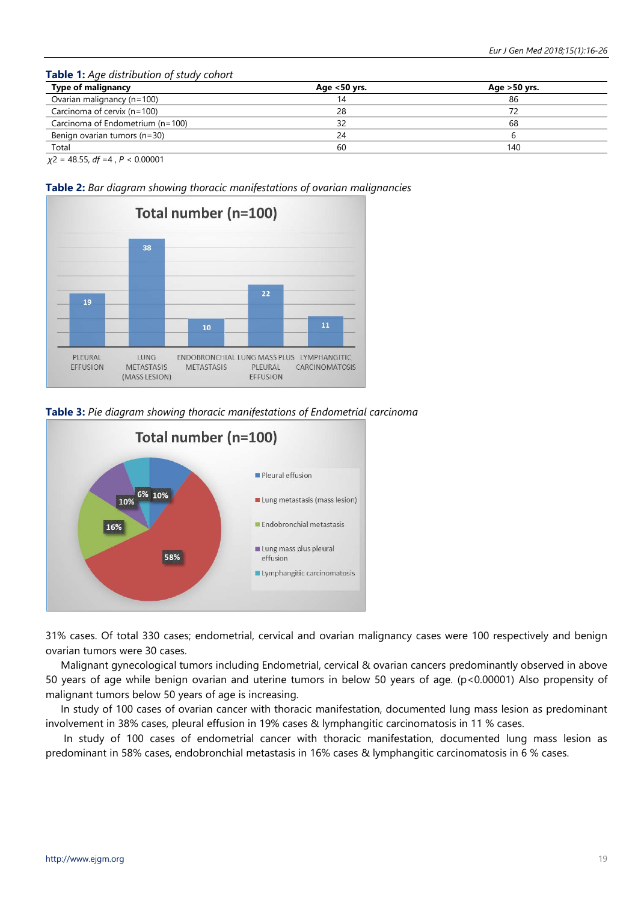**Table 1:** *Age distribution of study cohort*

| Type of malignancy | Age <50 yrs. | Age >50 yrs. |
|---|---|---|
| Ovarian malignancy (n=100) | 14 | 86 |
| Carcinoma of cervix (n=100) | 28 | 72 |
| Carcinoma of Endometrium (n=100) | 32 | 68 |
| Benign ovarian tumors (n=30) | 24 | 6 |
| Total | 60 | 140 |

$\chi 2$ = 48.55, *df* =4 , *P* < 0.00001

**Table 2:** *Bar diagram showing thoracic manifestations of ovarian malignancies*

Total number (n=100)

| PLEURAL EFFUSION | LUNG METASTASIS (MASS LESION) | ENDOBRONCHIAL METASTASIS | LUNG MASS PLUS PLEURAL EFFUSION | LYMPHANGITIC CARCINOMATOSIS |
|---|---|---|---|---|
| 19 | 38 | 10 | 22 | 11 |

**Table 3:** *Pie diagram showing thoracic manifestations of Endometrial carcinoma*

Total number (n=100)

| Pleural effusion | Lung metastasis (mass lesion) | Endobronchial metastasis | Lung mass plus pleural effusion | Lymphangitic carcinomatosis |
|---|---|---|---|---|
| 10% | 58% | 16% | 10% | 6% |

31% cases. Of total 330 cases; endometrial, cervical and ovarian malignancy cases were 100 respectively and benign ovarian tumors were 30 cases.

Malignant gynecological tumors including Endometrial, cervical & ovarian cancers predominantly observed in above 50 years of age while benign ovarian and uterine tumors in below 50 years of age. (p<0.00001) Also propensity of malignant tumors below 50 years of age is increasing.

In study of 100 cases of ovarian cancer with thoracic manifestation, documented lung mass lesion as predominant involvement in 38% cases, pleural effusion in 19% cases & lymphangitic carcinomatosis in 11 % cases.

In study of 100 cases of endometrial cancer with thoracic manifestation, documented lung mass lesion as predominant in 58% cases, endobronchial metastasis in 16% cases & lymphangitic carcinomatosis in 6 % cases.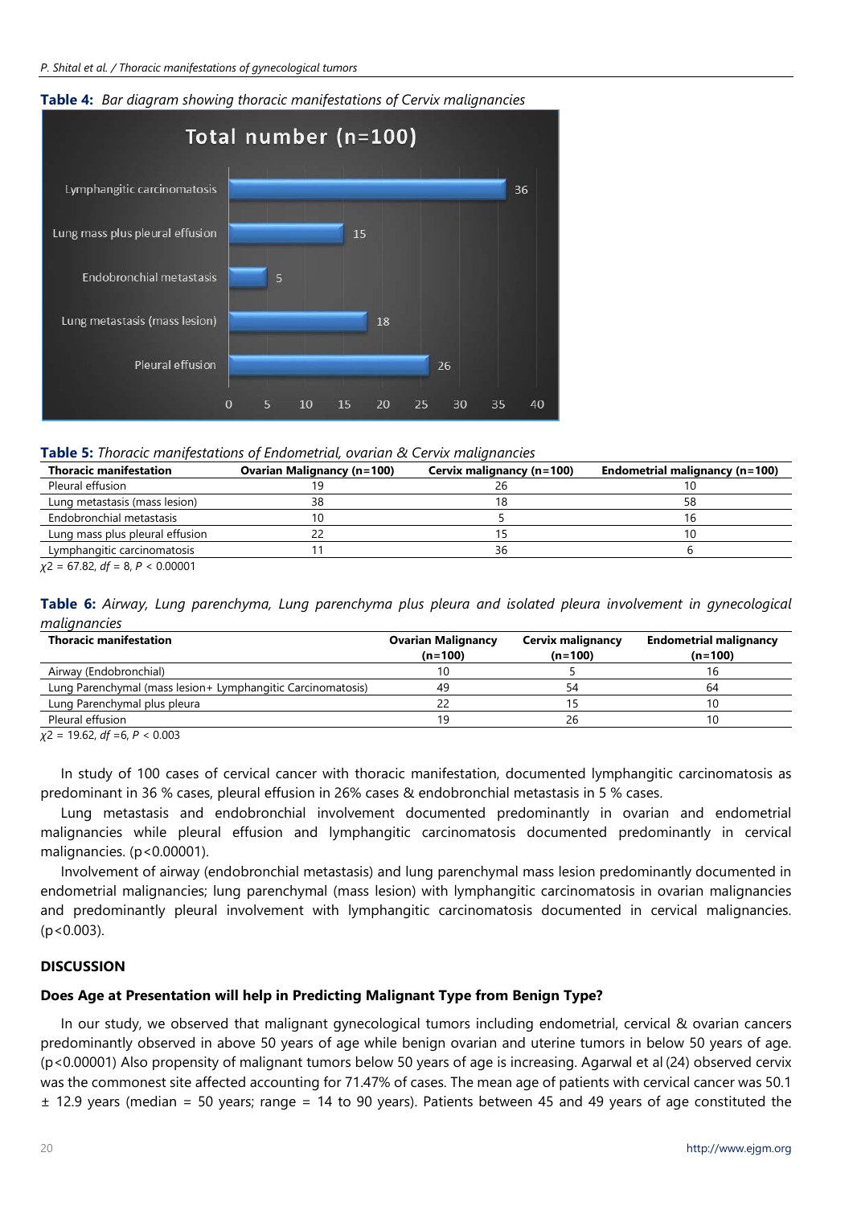**Table 4:** *Bar diagram showing thoracic manifestations of Cervix malignancies*

**Table 5:** *Thoracic manifestations of Endometrial, ovarian & Cervix malignancies*

| Thoracic manifestation | Ovarian Malignancy (n=100) | Cervix malignancy (n=100) | Endometrial malignancy (n=100) |
|---|---|---|---|
| Pleural effusion | 19 | 26 | 10 |
| Lung metastasis (mass lesion) | 38 | 18 | 58 |
| Endobronchial metastasis | 10 | 5 | 16 |
| Lung mass plus pleural effusion | 22 | 15 | 10 |
| Lymphangitic carcinomatosis | 11 | 36 | 6 |

$\chi 2$ = 67.82, *df* = 8, *P* < 0.00001

**Table 6:** *Airway, Lung parenchyma, Lung parenchyma plus pleura and isolated pleura involvement in gynecological malignancies*

| Thoracic manifestation | Ovarian Malignancy (n=100) | Cervix malignancy (n=100) | Endometrial malignancy (n=100) |
|---|---|---|---|
| Airway (Endobronchial) | 10 | 5 | 16 |
| Lung Parenchymal (mass lesion+ Lymphangitic Carcinomatosis) | 49 | 54 | 64 |
| Lung Parenchymal plus pleura | 22 | 15 | 10 |
| Pleural effusion | 19 | 26 | 10 |

$\chi 2$ = 19.62, *df* =6, *P* < 0.003

In study of 100 cases of cervical cancer with thoracic manifestation, documented lymphangitic carcinomatosis as predominant in 36 % cases, pleural effusion in 26% cases & endobronchial metastasis in 5 % cases.

Lung metastasis and endobronchial involvement documented predominantly in ovarian and endometrial malignancies while pleural effusion and lymphangitic carcinomatosis documented predominantly in cervical malignancies. (p<0.00001).

Involvement of airway (endobronchial metastasis) and lung parenchymal mass lesion predominantly documented in endometrial malignancies; lung parenchymal (mass lesion) with lymphangitic carcinomatosis in ovarian malignancies and predominantly pleural involvement with lymphangitic carcinomatosis documented in cervical malignancies. (p<0.003).

## DISCUSSION

### Does Age at Presentation will help in Predicting Malignant Type from Benign Type?

In our study, we observed that malignant gynecological tumors including endometrial, cervical & ovarian cancers predominantly observed in above 50 years of age while benign ovarian and uterine tumors in below 50 years of age. (p<0.00001) Also propensity of malignant tumors below 50 years of age is increasing. Agarwal et al (24) observed cervix was the commonest site affected accounting for 71.47% of cases. The mean age of patients with cervical cancer was 50.1 ± 12.9 years (median = 50 years; range = 14 to 90 years). Patients between 45 and 49 years of age constituted the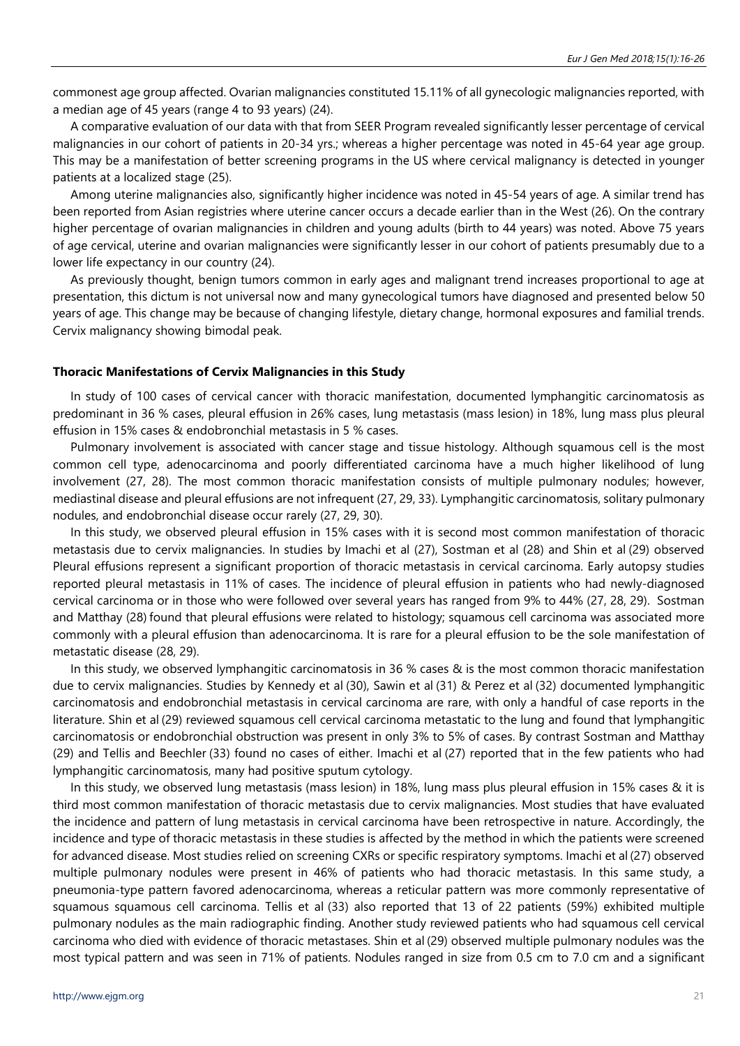commonest age group affected. Ovarian malignancies constituted 15.11% of all gynecologic malignancies reported, with a median age of 45 years (range 4 to 93 years) (24).

A comparative evaluation of our data with that from SEER Program revealed significantly lesser percentage of cervical malignancies in our cohort of patients in 20-34 yrs.; whereas a higher percentage was noted in 45-64 year age group. This may be a manifestation of better screening programs in the US where cervical malignancy is detected in younger patients at a localized stage (25).

Among uterine malignancies also, significantly higher incidence was noted in 45-54 years of age. A similar trend has been reported from Asian registries where uterine cancer occurs a decade earlier than in the West (26). On the contrary higher percentage of ovarian malignancies in children and young adults (birth to 44 years) was noted. Above 75 years of age cervical, uterine and ovarian malignancies were significantly lesser in our cohort of patients presumably due to a lower life expectancy in our country (24).

As previously thought, benign tumors common in early ages and malignant trend increases proportional to age at presentation, this dictum is not universal now and many gynecological tumors have diagnosed and presented below 50 years of age. This change may be because of changing lifestyle, dietary change, hormonal exposures and familial trends. Cervix malignancy showing bimodal peak.

**Thoracic Manifestations of Cervix Malignancies in this Study**

In study of 100 cases of cervical cancer with thoracic manifestation, documented lymphangitic carcinomatosis as predominant in 36 % cases, pleural effusion in 26% cases, lung metastasis (mass lesion) in 18%, lung mass plus pleural effusion in 15% cases & endobronchial metastasis in 5 % cases.

Pulmonary involvement is associated with cancer stage and tissue histology. Although squamous cell is the most common cell type, adenocarcinoma and poorly differentiated carcinoma have a much higher likelihood of lung involvement (27, 28). The most common thoracic manifestation consists of multiple pulmonary nodules; however, mediastinal disease and pleural effusions are not infrequent (27, 29, 33). Lymphangitic carcinomatosis, solitary pulmonary nodules, and endobronchial disease occur rarely (27, 29, 30).

In this study, we observed pleural effusion in 15% cases with it is second most common manifestation of thoracic metastasis due to cervix malignancies. In studies by Imachi et al (27), Sostman et al (28) and Shin et al (29) observed Pleural effusions represent a significant proportion of thoracic metastasis in cervical carcinoma. Early autopsy studies reported pleural metastasis in 11% of cases. The incidence of pleural effusion in patients who had newly-diagnosed cervical carcinoma or in those who were followed over several years has ranged from 9% to 44% (27, 28, 29). Sostman and Matthay (28) found that pleural effusions were related to histology; squamous cell carcinoma was associated more commonly with a pleural effusion than adenocarcinoma. It is rare for a pleural effusion to be the sole manifestation of metastatic disease (28, 29).

In this study, we observed lymphangitic carcinomatosis in 36 % cases & is the most common thoracic manifestation due to cervix malignancies. Studies by Kennedy et al (30), Sawin et al (31) & Perez et al (32) documented lymphangitic carcinomatosis and endobronchial metastasis in cervical carcinoma are rare, with only a handful of case reports in the literature. Shin et al (29) reviewed squamous cell cervical carcinoma metastatic to the lung and found that lymphangitic carcinomatosis or endobronchial obstruction was present in only 3% to 5% of cases. By contrast Sostman and Matthay (29) and Tellis and Beechler (33) found no cases of either. Imachi et al (27) reported that in the few patients who had lymphangitic carcinomatosis, many had positive sputum cytology.

In this study, we observed lung metastasis (mass lesion) in 18%, lung mass plus pleural effusion in 15% cases & it is third most common manifestation of thoracic metastasis due to cervix malignancies. Most studies that have evaluated the incidence and pattern of lung metastasis in cervical carcinoma have been retrospective in nature. Accordingly, the incidence and type of thoracic metastasis in these studies is affected by the method in which the patients were screened for advanced disease. Most studies relied on screening CXRs or specific respiratory symptoms. Imachi et al (27) observed multiple pulmonary nodules were present in 46% of patients who had thoracic metastasis. In this same study, a pneumonia-type pattern favored adenocarcinoma, whereas a reticular pattern was more commonly representative of squamous squamous cell carcinoma. Tellis et al (33) also reported that 13 of 22 patients (59%) exhibited multiple pulmonary nodules as the main radiographic finding. Another study reviewed patients who had squamous cell cervical carcinoma who died with evidence of thoracic metastases. Shin et al (29) observed multiple pulmonary nodules was the most typical pattern and was seen in 71% of patients. Nodules ranged in size from 0.5 cm to 7.0 cm and a significant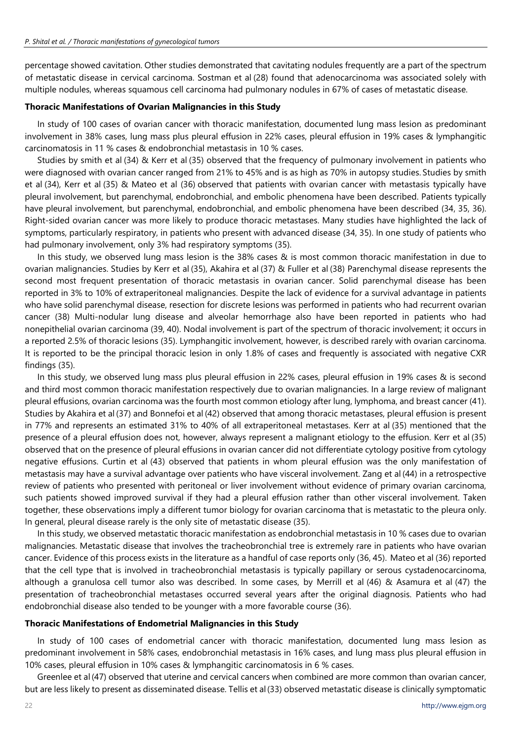percentage showed cavitation. Other studies demonstrated that cavitating nodules frequently are a part of the spectrum of metastatic disease in cervical carcinoma. Sostman et al (28) found that adenocarcinoma was associated solely with multiple nodules, whereas squamous cell carcinoma had pulmonary nodules in 67% of cases of metastatic disease.

**Thoracic Manifestations of Ovarian Malignancies in this Study**

In study of 100 cases of ovarian cancer with thoracic manifestation, documented lung mass lesion as predominant involvement in 38% cases, lung mass plus pleural effusion in 22% cases, pleural effusion in 19% cases & lymphangitic carcinomatosis in 11 % cases & endobronchial metastasis in 10 % cases.

Studies by smith et al (34) & Kerr et al (35) observed that the frequency of pulmonary involvement in patients who were diagnosed with ovarian cancer ranged from 21% to 45% and is as high as 70% in autopsy studies. Studies by smith et al (34), Kerr et al (35) & Mateo et al (36) observed that patients with ovarian cancer with metastasis typically have pleural involvement, but parenchymal, endobronchial, and embolic phenomena have been described. Patients typically have pleural involvement, but parenchymal, endobronchial, and embolic phenomena have been described (34, 35, 36). Right-sided ovarian cancer was more likely to produce thoracic metastases. Many studies have highlighted the lack of symptoms, particularly respiratory, in patients who present with advanced disease (34, 35). In one study of patients who had pulmonary involvement, only 3% had respiratory symptoms (35).

In this study, we observed lung mass lesion is the 38% cases & is most common thoracic manifestation in due to ovarian malignancies. Studies by Kerr et al (35), Akahira et al (37) & Fuller et al (38) Parenchymal disease represents the second most frequent presentation of thoracic metastasis in ovarian cancer. Solid parenchymal disease has been reported in 3% to 10% of extraperitoneal malignancies. Despite the lack of evidence for a survival advantage in patients who have solid parenchymal disease, resection for discrete lesions was performed in patients who had recurrent ovarian cancer (38) Multi-nodular lung disease and alveolar hemorrhage also have been reported in patients who had nonepithelial ovarian carcinoma (39, 40). Nodal involvement is part of the spectrum of thoracic involvement; it occurs in a reported 2.5% of thoracic lesions (35). Lymphangitic involvement, however, is described rarely with ovarian carcinoma. It is reported to be the principal thoracic lesion in only 1.8% of cases and frequently is associated with negative CXR findings (35).

In this study, we observed lung mass plus pleural effusion in 22% cases, pleural effusion in 19% cases & is second and third most common thoracic manifestation respectively due to ovarian malignancies. In a large review of malignant pleural effusions, ovarian carcinoma was the fourth most common etiology after lung, lymphoma, and breast cancer (41). Studies by Akahira et al (37) and Bonnefoi et al (42) observed that among thoracic metastases, pleural effusion is present in 77% and represents an estimated 31% to 40% of all extraperitoneal metastases. Kerr at al (35) mentioned that the presence of a pleural effusion does not, however, always represent a malignant etiology to the effusion. Kerr et al (35) observed that on the presence of pleural effusions in ovarian cancer did not differentiate cytology positive from cytology negative effusions. Curtin et al (43) observed that patients in whom pleural effusion was the only manifestation of metastasis may have a survival advantage over patients who have visceral involvement. Zang et al (44) in a retrospective review of patients who presented with peritoneal or liver involvement without evidence of primary ovarian carcinoma, such patients showed improved survival if they had a pleural effusion rather than other visceral involvement. Taken together, these observations imply a different tumor biology for ovarian carcinoma that is metastatic to the pleura only. In general, pleural disease rarely is the only site of metastatic disease (35).

In this study, we observed metastatic thoracic manifestation as endobronchial metastasis in 10 % cases due to ovarian malignancies. Metastatic disease that involves the tracheobronchial tree is extremely rare in patients who have ovarian cancer. Evidence of this process exists in the literature as a handful of case reports only (36, 45). Mateo et al (36) reported that the cell type that is involved in tracheobronchial metastasis is typically papillary or serous cystadenocarcinoma, although a granulosa cell tumor also was described. In some cases, by Merrill et al (46) & Asamura et al (47) the presentation of tracheobronchial metastases occurred several years after the original diagnosis. Patients who had endobronchial disease also tended to be younger with a more favorable course (36).

**Thoracic Manifestations of Endometrial Malignancies in this Study**

In study of 100 cases of endometrial cancer with thoracic manifestation, documented lung mass lesion as predominant involvement in 58% cases, endobronchial metastasis in 16% cases, and lung mass plus pleural effusion in 10% cases, pleural effusion in 10% cases & lymphangitic carcinomatosis in 6 % cases.

Greenlee et al (47) observed that uterine and cervical cancers when combined are more common than ovarian cancer, but are less likely to present as disseminated disease. Tellis et al (33) observed metastatic disease is clinically symptomatic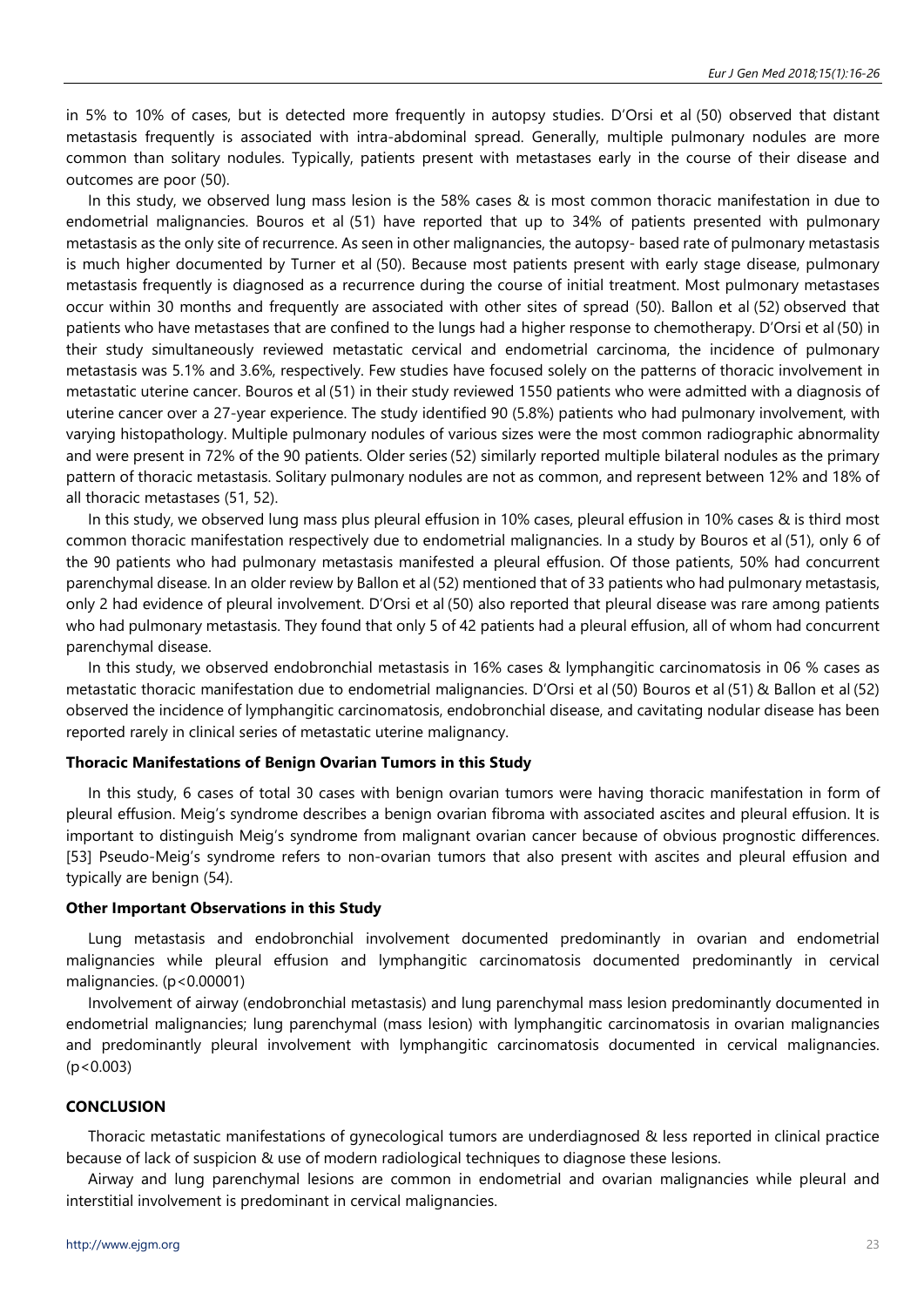in 5% to 10% of cases, but is detected more frequently in autopsy studies. D'Orsi et al (50) observed that distant metastasis frequently is associated with intra-abdominal spread. Generally, multiple pulmonary nodules are more common than solitary nodules. Typically, patients present with metastases early in the course of their disease and outcomes are poor (50).

In this study, we observed lung mass lesion is the 58% cases & is most common thoracic manifestation in due to endometrial malignancies. Bouros et al (51) have reported that up to 34% of patients presented with pulmonary metastasis as the only site of recurrence. As seen in other malignancies, the autopsy- based rate of pulmonary metastasis is much higher documented by Turner et al (50). Because most patients present with early stage disease, pulmonary metastasis frequently is diagnosed as a recurrence during the course of initial treatment. Most pulmonary metastases occur within 30 months and frequently are associated with other sites of spread (50). Ballon et al (52) observed that patients who have metastases that are confined to the lungs had a higher response to chemotherapy. D'Orsi et al (50) in their study simultaneously reviewed metastatic cervical and endometrial carcinoma, the incidence of pulmonary metastasis was 5.1% and 3.6%, respectively. Few studies have focused solely on the patterns of thoracic involvement in metastatic uterine cancer. Bouros et al (51) in their study reviewed 1550 patients who were admitted with a diagnosis of uterine cancer over a 27-year experience. The study identified 90 (5.8%) patients who had pulmonary involvement, with varying histopathology. Multiple pulmonary nodules of various sizes were the most common radiographic abnormality and were present in 72% of the 90 patients. Older series (52) similarly reported multiple bilateral nodules as the primary pattern of thoracic metastasis. Solitary pulmonary nodules are not as common, and represent between 12% and 18% of all thoracic metastases (51, 52).

In this study, we observed lung mass plus pleural effusion in 10% cases, pleural effusion in 10% cases & is third most common thoracic manifestation respectively due to endometrial malignancies. In a study by Bouros et al (51), only 6 of the 90 patients who had pulmonary metastasis manifested a pleural effusion. Of those patients, 50% had concurrent parenchymal disease. In an older review by Ballon et al (52) mentioned that of 33 patients who had pulmonary metastasis, only 2 had evidence of pleural involvement. D'Orsi et al (50) also reported that pleural disease was rare among patients who had pulmonary metastasis. They found that only 5 of 42 patients had a pleural effusion, all of whom had concurrent parenchymal disease.

In this study, we observed endobronchial metastasis in 16% cases & lymphangitic carcinomatosis in 06 % cases as metastatic thoracic manifestation due to endometrial malignancies. D'Orsi et al (50) Bouros et al (51) & Ballon et al (52) observed the incidence of lymphangitic carcinomatosis, endobronchial disease, and cavitating nodular disease has been reported rarely in clinical series of metastatic uterine malignancy.

**Thoracic Manifestations of Benign Ovarian Tumors in this Study**

In this study, 6 cases of total 30 cases with benign ovarian tumors were having thoracic manifestation in form of pleural effusion. Meig's syndrome describes a benign ovarian fibroma with associated ascites and pleural effusion. It is important to distinguish Meig's syndrome from malignant ovarian cancer because of obvious prognostic differences. [53] Pseudo-Meig's syndrome refers to non-ovarian tumors that also present with ascites and pleural effusion and typically are benign (54).

**Other Important Observations in this Study**

Lung metastasis and endobronchial involvement documented predominantly in ovarian and endometrial malignancies while pleural effusion and lymphangitic carcinomatosis documented predominantly in cervical malignancies. ($p<0.00001$)

Involvement of airway (endobronchial metastasis) and lung parenchymal mass lesion predominantly documented in endometrial malignancies; lung parenchymal (mass lesion) with lymphangitic carcinomatosis in ovarian malignancies and predominantly pleural involvement with lymphangitic carcinomatosis documented in cervical malignancies. ($p<0.003$)

**CONCLUSION**

Thoracic metastatic manifestations of gynecological tumors are underdiagnosed & less reported in clinical practice because of lack of suspicion & use of modern radiological techniques to diagnose these lesions.

Airway and lung parenchymal lesions are common in endometrial and ovarian malignancies while pleural and interstitial involvement is predominant in cervical malignancies.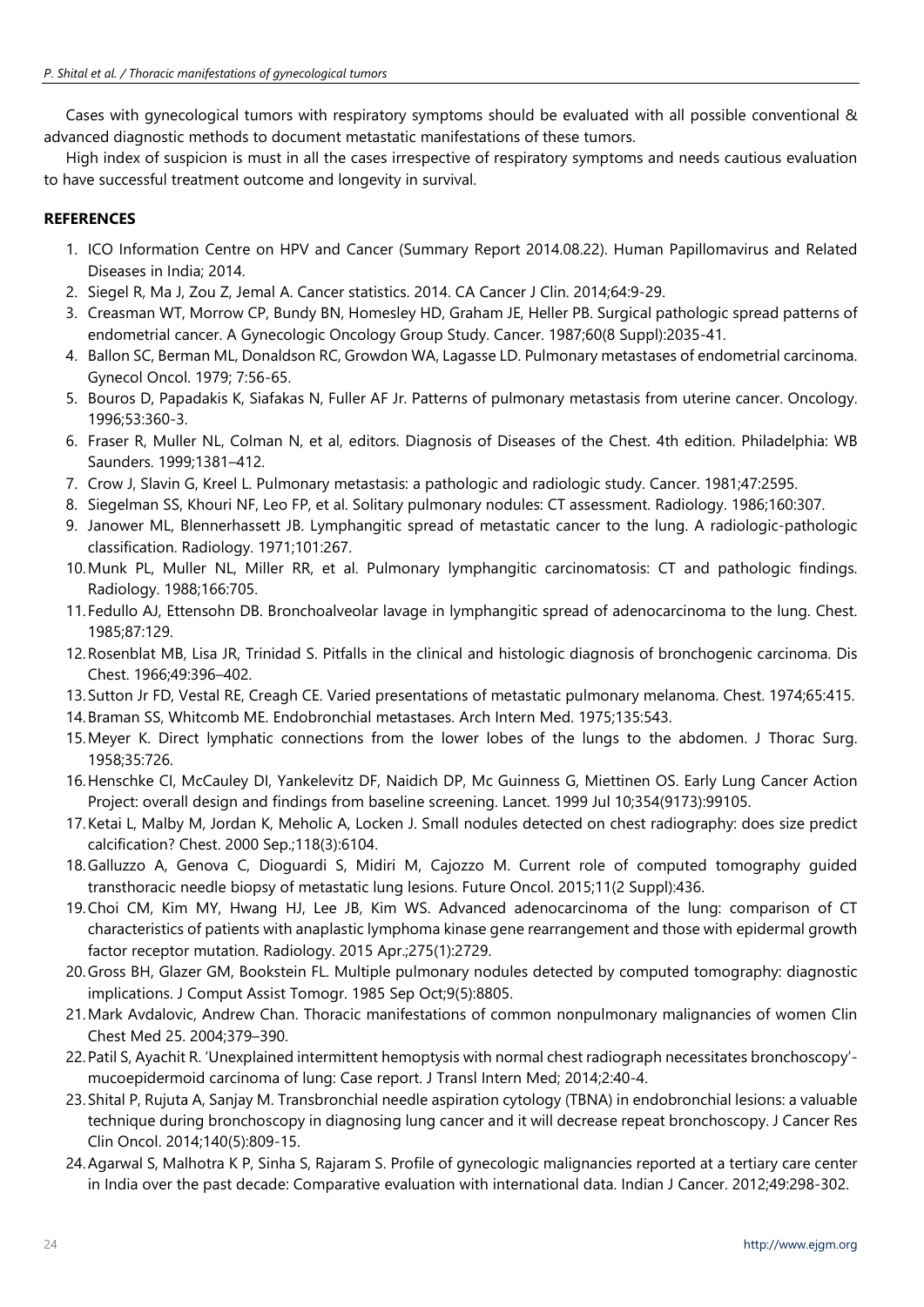Cases with gynecological tumors with respiratory symptoms should be evaluated with all possible conventional & advanced diagnostic methods to document metastatic manifestations of these tumors.

High index of suspicion is must in all the cases irrespective of respiratory symptoms and needs cautious evaluation to have successful treatment outcome and longevity in survival.

## REFERENCES

1. ICO Information Centre on HPV and Cancer (Summary Report 2014.08.22). Human Papillomavirus and Related Diseases in India; 2014.
2. Siegel R, Ma J, Zou Z, Jemal A. Cancer statistics. 2014. CA Cancer J Clin. 2014;64:9-29.
3. Creasman WT, Morrow CP, Bundy BN, Homesley HD, Graham JE, Heller PB. Surgical pathologic spread patterns of endometrial cancer. A Gynecologic Oncology Group Study. Cancer. 1987;60(8 Suppl):2035-41.
4. Ballon SC, Berman ML, Donaldson RC, Growdon WA, Lagasse LD. Pulmonary metastases of endometrial carcinoma. Gynecol Oncol. 1979; 7:56-65.
5. Bouros D, Papadakis K, Siafakas N, Fuller AF Jr. Patterns of pulmonary metastasis from uterine cancer. Oncology. 1996;53:360-3.
6. Fraser R, Muller NL, Colman N, et al, editors. Diagnosis of Diseases of the Chest. 4th edition. Philadelphia: WB Saunders. 1999;1381–412.
7. Crow J, Slavin G, Kreel L. Pulmonary metastasis: a pathologic and radiologic study. Cancer. 1981;47:2595.
8. Siegelman SS, Khouri NF, Leo FP, et al. Solitary pulmonary nodules: CT assessment. Radiology. 1986;160:307.
9. Janower ML, Blennerhassett JB. Lymphangitic spread of metastatic cancer to the lung. A radiologic-pathologic classification. Radiology. 1971;101:267.
10. Munk PL, Muller NL, Miller RR, et al. Pulmonary lymphangitic carcinomatosis: CT and pathologic findings. Radiology. 1988;166:705.
11. Fedullo AJ, Ettensohn DB. Bronchoalveolar lavage in lymphangitic spread of adenocarcinoma to the lung. Chest. 1985;87:129.
12. Rosenblat MB, Lisa JR, Trinidad S. Pitfalls in the clinical and histologic diagnosis of bronchogenic carcinoma. Dis Chest. 1966;49:396–402.
13. Sutton Jr FD, Vestal RE, Creagh CE. Varied presentations of metastatic pulmonary melanoma. Chest. 1974;65:415.
14. Braman SS, Whitcomb ME. Endobronchial metastases. Arch Intern Med. 1975;135:543.
15. Meyer K. Direct lymphatic connections from the lower lobes of the lungs to the abdomen. J Thorac Surg. 1958;35:726.
16. Henschke CI, McCauley DI, Yankelevitz DF, Naidich DP, Mc Guinness G, Miettinen OS. Early Lung Cancer Action Project: overall design and findings from baseline screening. Lancet. 1999 Jul 10;354(9173):99105.
17. Ketai L, Malby M, Jordan K, Meholic A, Locken J. Small nodules detected on chest radiography: does size predict calcification? Chest. 2000 Sep.;118(3):6104.
18. Galluzzo A, Genova C, Dioguardi S, Midiri M, Cajozzo M. Current role of computed tomography guided transthoracic needle biopsy of metastatic lung lesions. Future Oncol. 2015;11(2 Suppl):436.
19. Choi CM, Kim MY, Hwang HJ, Lee JB, Kim WS. Advanced adenocarcinoma of the lung: comparison of CT characteristics of patients with anaplastic lymphoma kinase gene rearrangement and those with epidermal growth factor receptor mutation. Radiology. 2015 Apr.;275(1):2729.
20. Gross BH, Glazer GM, Bookstein FL. Multiple pulmonary nodules detected by computed tomography: diagnostic implications. J Comput Assist Tomogr. 1985 Sep Oct;9(5):8805.
21. Mark Avdalovic, Andrew Chan. Thoracic manifestations of common nonpulmonary malignancies of women Clin Chest Med 25. 2004;379–390.
22. Patil S, Ayachit R. 'Unexplained intermittent hemoptysis with normal chest radiograph necessitates bronchoscopy'- mucoepidermoid carcinoma of lung: Case report. J Transl Intern Med; 2014;2:40-4.
23. Shital P, Rujuta A, Sanjay M. Transbronchial needle aspiration cytology (TBNA) in endobronchial lesions: a valuable technique during bronchoscopy in diagnosing lung cancer and it will decrease repeat bronchoscopy. J Cancer Res Clin Oncol. 2014;140(5):809-15.
24. Agarwal S, Malhotra K P, Sinha S, Rajaram S. Profile of gynecologic malignancies reported at a tertiary care center in India over the past decade: Comparative evaluation with international data. Indian J Cancer. 2012;49:298-302.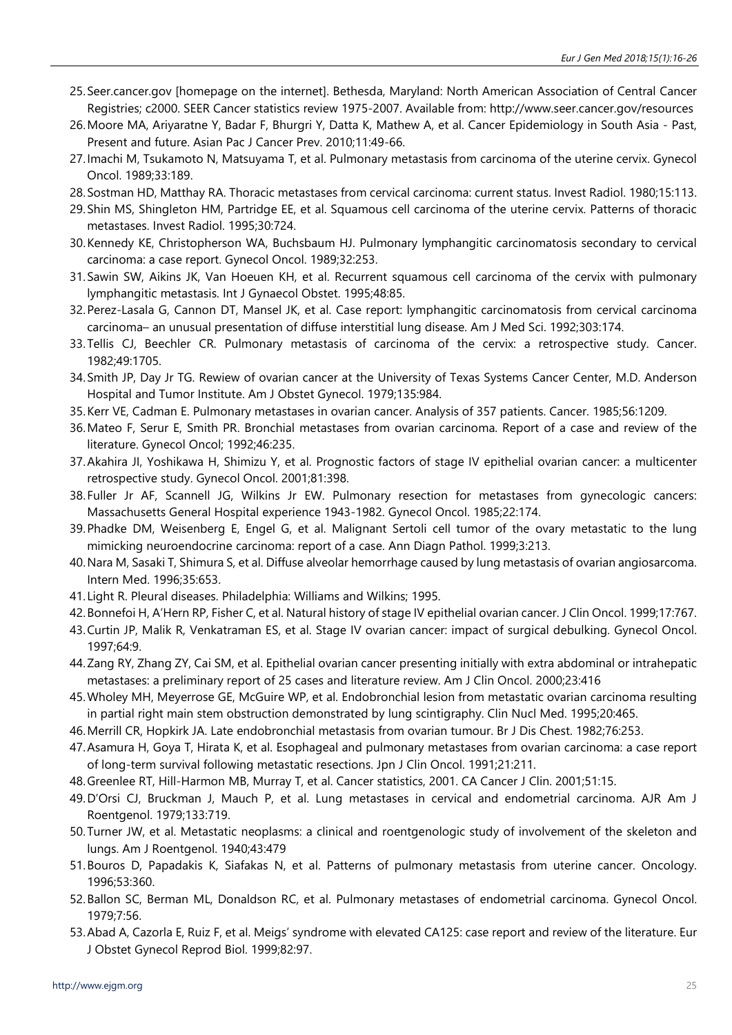25. Seer.cancer.gov [homepage on the internet]. Bethesda, Maryland: North American Association of Central Cancer Registries; c2000. SEER Cancer statistics review 1975-2007. Available from: http://www.seer.cancer.gov/resources
26. Moore MA, Ariyaratne Y, Badar F, Bhurgri Y, Datta K, Mathew A, et al. Cancer Epidemiology in South Asia - Past, Present and future. Asian Pac J Cancer Prev. 2010;11:49-66.
27. Imachi M, Tsukamoto N, Matsuyama T, et al. Pulmonary metastasis from carcinoma of the uterine cervix. Gynecol Oncol. 1989;33:189.
28. Sostman HD, Matthay RA. Thoracic metastases from cervical carcinoma: current status. Invest Radiol. 1980;15:113.
29. Shin MS, Shingleton HM, Partridge EE, et al. Squamous cell carcinoma of the uterine cervix. Patterns of thoracic metastases. Invest Radiol. 1995;30:724.
30. Kennedy KE, Christopherson WA, Buchsbaum HJ. Pulmonary lymphangitic carcinomatosis secondary to cervical carcinoma: a case report. Gynecol Oncol. 1989;32:253.
31. Sawin SW, Aikins JK, Van Hoeuen KH, et al. Recurrent squamous cell carcinoma of the cervix with pulmonary lymphangitic metastasis. Int J Gynaecol Obstet. 1995;48:85.
32. Perez-Lasala G, Cannon DT, Mansel JK, et al. Case report: lymphangitic carcinomatosis from cervical carcinoma carcinoma– an unusual presentation of diffuse interstitial lung disease. Am J Med Sci. 1992;303:174.
33. Tellis CJ, Beechler CR. Pulmonary metastasis of carcinoma of the cervix: a retrospective study. Cancer. 1982;49:1705.
34. Smith JP, Day Jr TG. Rewiew of ovarian cancer at the University of Texas Systems Cancer Center, M.D. Anderson Hospital and Tumor Institute. Am J Obstet Gynecol. 1979;135:984.
35. Kerr VE, Cadman E. Pulmonary metastases in ovarian cancer. Analysis of 357 patients. Cancer. 1985;56:1209.
36. Mateo F, Serur E, Smith PR. Bronchial metastases from ovarian carcinoma. Report of a case and review of the literature. Gynecol Oncol; 1992;46:235.
37. Akahira JI, Yoshikawa H, Shimizu Y, et al. Prognostic factors of stage IV epithelial ovarian cancer: a multicenter retrospective study. Gynecol Oncol. 2001;81:398.
38. Fuller Jr AF, Scannell JG, Wilkins Jr EW. Pulmonary resection for metastases from gynecologic cancers: Massachusetts General Hospital experience 1943-1982. Gynecol Oncol. 1985;22:174.
39. Phadke DM, Weisenberg E, Engel G, et al. Malignant Sertoli cell tumor of the ovary metastatic to the lung mimicking neuroendocrine carcinoma: report of a case. Ann Diagn Pathol. 1999;3:213.
40. Nara M, Sasaki T, Shimura S, et al. Diffuse alveolar hemorrhage caused by lung metastasis of ovarian angiosarcoma. Intern Med. 1996;35:653.
41. Light R. Pleural diseases. Philadelphia: Williams and Wilkins; 1995.
42. Bonnefoi H, A'Hern RP, Fisher C, et al. Natural history of stage IV epithelial ovarian cancer. J Clin Oncol. 1999;17:767.
43. Curtin JP, Malik R, Venkatraman ES, et al. Stage IV ovarian cancer: impact of surgical debulking. Gynecol Oncol. 1997;64:9.
44. Zang RY, Zhang ZY, Cai SM, et al. Epithelial ovarian cancer presenting initially with extra abdominal or intrahepatic metastases: a preliminary report of 25 cases and literature review. Am J Clin Oncol. 2000;23:416
45. Wholey MH, Meyerrose GE, McGuire WP, et al. Endobronchial lesion from metastatic ovarian carcinoma resulting in partial right main stem obstruction demonstrated by lung scintigraphy. Clin Nucl Med. 1995;20:465.
46. Merrill CR, Hopkirk JA. Late endobronchial metastasis from ovarian tumour. Br J Dis Chest. 1982;76:253.
47. Asamura H, Goya T, Hirata K, et al. Esophageal and pulmonary metastases from ovarian carcinoma: a case report of long-term survival following metastatic resections. Jpn J Clin Oncol. 1991;21:211.
48. Greenlee RT, Hill-Harmon MB, Murray T, et al. Cancer statistics, 2001. CA Cancer J Clin. 2001;51:15.
49. D'Orsi CJ, Bruckman J, Mauch P, et al. Lung metastases in cervical and endometrial carcinoma. AJR Am J Roentgenol. 1979;133:719.
50. Turner JW, et al. Metastatic neoplasms: a clinical and roentgenologic study of involvement of the skeleton and lungs. Am J Roentgenol. 1940;43:479
51. Bouros D, Papadakis K, Siafakas N, et al. Patterns of pulmonary metastasis from uterine cancer. Oncology. 1996;53:360.
52. Ballon SC, Berman ML, Donaldson RC, et al. Pulmonary metastases of endometrial carcinoma. Gynecol Oncol. 1979;7:56.
53. Abad A, Cazorla E, Ruiz F, et al. Meigs' syndrome with elevated CA125: case report and review of the literature. Eur J Obstet Gynecol Reprod Biol. 1999;82:97.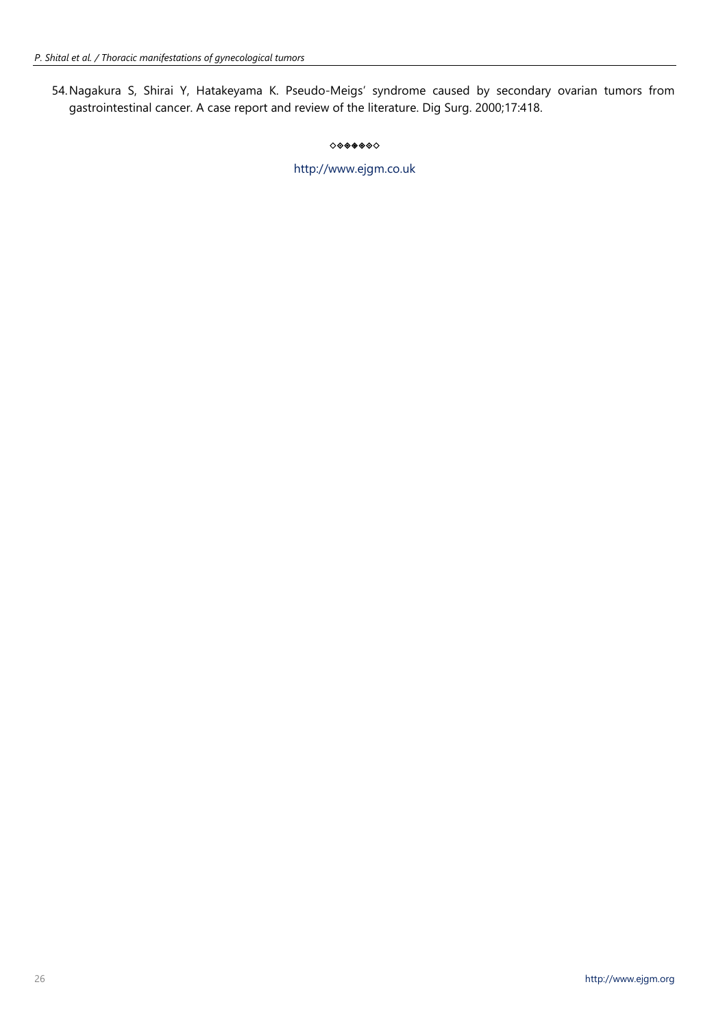54. Nagakura S, Shirai Y, Hatakeyama K. Pseudo-Meigs' syndrome caused by secondary ovarian tumors from gastrointestinal cancer. A case report and review of the literature. Dig Surg. 2000;17:418.

◇◈◈◈◈◈◇

http://www.ejgm.co.uk